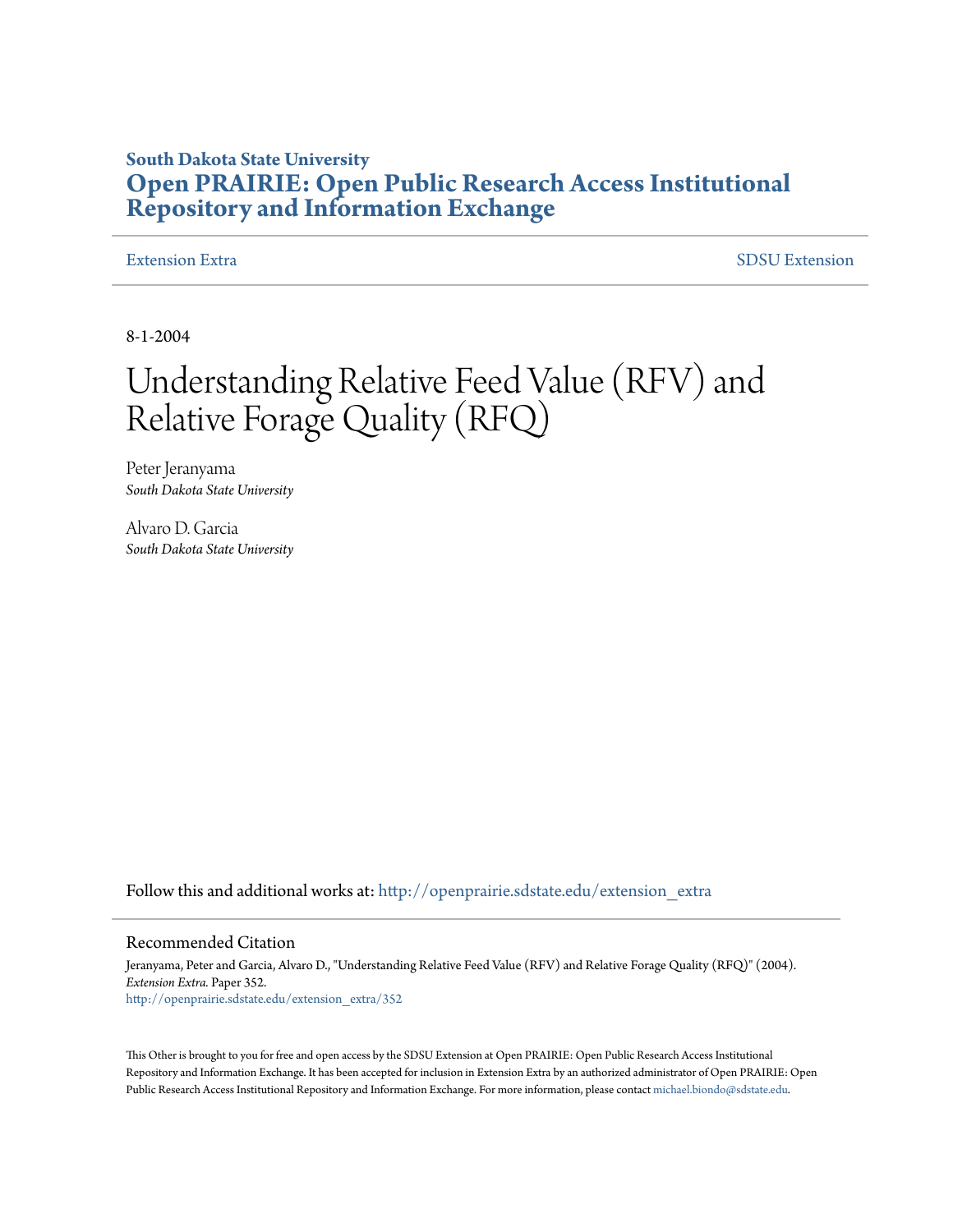**South Dakota State University**

# Open PRAIRIE: Open Public Research Access Institutional Repository and Information Exchange

Extension Extra

SDSU Extension

8-1-2004

# Understanding Relative Feed Value (RFV) and Relative Forage Quality (RFQ)

Peter Jeranyama
*South Dakota State University*

Alvaro D. Garcia
*South Dakota State University*

Follow this and additional works at: http://openprairie.sdstate.edu/extension_extra

## Recommended Citation

Jeranyama, Peter and Garcia, Alvaro D., "Understanding Relative Feed Value (RFV) and Relative Forage Quality (RFQ)" (2004). *Extension Extra*. Paper 352.
http://openprairie.sdstate.edu/extension_extra/352

This Other is brought to you for free and open access by the SDSU Extension at Open PRAIRIE: Open Public Research Access Institutional Repository and Information Exchange. It has been accepted for inclusion in Extension Extra by an authorized administrator of Open PRAIRIE: Open Public Research Access Institutional Repository and Information Exchange. For more information, please contact michael.biondo@sdstate.edu.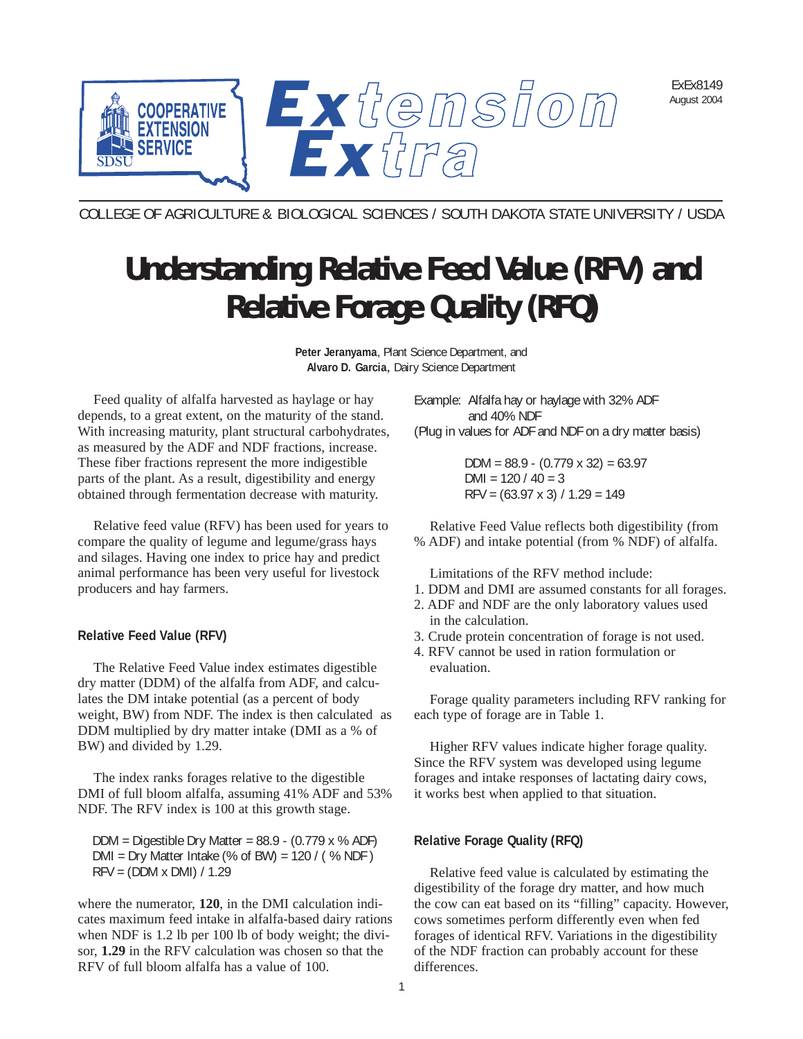ExEx8149
August 2004

COOPERATIVE EXTENSION SERVICE SDSU — Extension Extra

COLLEGE OF AGRICULTURE & BIOLOGICAL SCIENCES / SOUTH DAKOTA STATE UNIVERSITY / USDA

# Understanding Relative Feed Value (RFV) and Relative Forage Quality (RFQ)

**Peter Jeranyama**, Plant Science Department, and
**Alvaro D. Garcia**, Dairy Science Department

Feed quality of alfalfa harvested as haylage or hay depends, to a great extent, on the maturity of the stand. With increasing maturity, plant structural carbohydrates, as measured by the ADF and NDF fractions, increase. These fiber fractions represent the more indigestible parts of the plant. As a result, digestibility and energy obtained through fermentation decrease with maturity.

Relative feed value (RFV) has been used for years to compare the quality of legume and legume/grass hays and silages. Having one index to price hay and predict animal performance has been very useful for livestock producers and hay farmers.

### Relative Feed Value (RFV)

The Relative Feed Value index estimates digestible dry matter (DDM) of the alfalfa from ADF, and calculates the DM intake potential (as a percent of body weight, BW) from NDF. The index is then calculated as DDM multiplied by dry matter intake (DMI as a % of BW) and divided by 1.29.

The index ranks forages relative to the digestible DMI of full bloom alfalfa, assuming 41% ADF and 53% NDF. The RFV index is 100 at this growth stage.

DDM = Digestible Dry Matter = 88.9 - (0.779 x % ADF)
DMI = Dry Matter Intake (% of BW) = 120 / ( % NDF )
RFV = (DDM x DMI) / 1.29

where the numerator, **120**, in the DMI calculation indicates maximum feed intake in alfalfa-based dairy rations when NDF is 1.2 lb per 100 lb of body weight; the divisor, **1.29** in the RFV calculation was chosen so that the RFV of full bloom alfalfa has a value of 100.

Example: Alfalfa hay or haylage with 32% ADF and 40% NDF
(Plug in values for ADF and NDF on a dry matter basis)

DDM = 88.9 - (0.779 x 32) = 63.97
DMI = 120 / 40 = 3
RFV = (63.97 x 3) / 1.29 = 149

Relative Feed Value reflects both digestibility (from % ADF) and intake potential (from % NDF) of alfalfa.

Limitations of the RFV method include:

1. DDM and DMI are assumed constants for all forages.
2. ADF and NDF are the only laboratory values used in the calculation.
3. Crude protein concentration of forage is not used.
4. RFV cannot be used in ration formulation or evaluation.

Forage quality parameters including RFV ranking for each type of forage are in Table 1.

Higher RFV values indicate higher forage quality. Since the RFV system was developed using legume forages and intake responses of lactating dairy cows, it works best when applied to that situation.

### Relative Forage Quality (RFQ)

Relative feed value is calculated by estimating the digestibility of the forage dry matter, and how much the cow can eat based on its "filling" capacity. However, cows sometimes perform differently even when fed forages of identical RFV. Variations in the digestibility of the NDF fraction can probably account for these differences.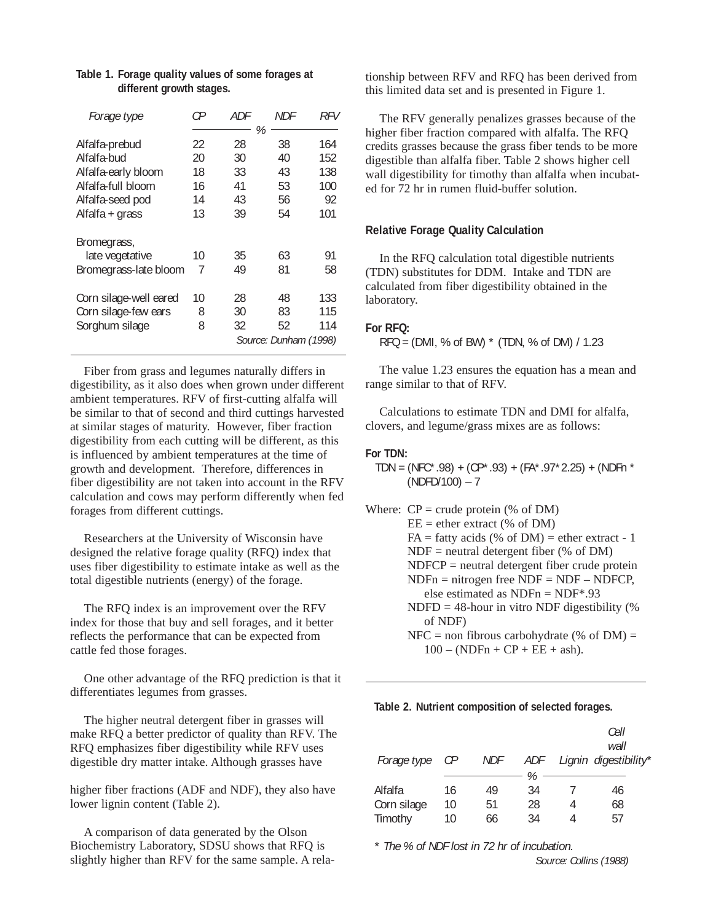**Table 1. Forage quality values of some forages at different growth stages.**

| *Forage type* | *CP* | *ADF* | *NDF* | *RFV* |
|---|---|---|---|---|
| | % | | | |
| Alfalfa-prebud | 22 | 28 | 38 | 164 |
| Alfalfa-bud | 20 | 30 | 40 | 152 |
| Alfalfa-early bloom | 18 | 33 | 43 | 138 |
| Alfalfa-full bloom | 16 | 41 | 53 | 100 |
| Alfalfa-seed pod | 14 | 43 | 56 | 92 |
| Alfalfa + grass | 13 | 39 | 54 | 101 |
| Bromegrass, late vegetative | 10 | 35 | 63 | 91 |
| Bromegrass-late bloom | 7 | 49 | 81 | 58 |
| Corn silage-well eared | 10 | 28 | 48 | 133 |
| Corn silage-few ears | 8 | 30 | 83 | 115 |
| Sorghum silage | 8 | 32 | 52 | 114 |

*Source: Dunham (1998)*

Fiber from grass and legumes naturally differs in digestibility, as it also does when grown under different ambient temperatures. RFV of first-cutting alfalfa will be similar to that of second and third cuttings harvested at similar stages of maturity. However, fiber fraction digestibility from each cutting will be different, as this is influenced by ambient temperatures at the time of growth and development. Therefore, differences in fiber digestibility are not taken into account in the RFV calculation and cows may perform differently when fed forages from different cuttings.

Researchers at the University of Wisconsin have designed the relative forage quality (RFQ) index that uses fiber digestibility to estimate intake as well as the total digestible nutrients (energy) of the forage.

The RFQ index is an improvement over the RFV index for those that buy and sell forages, and it better reflects the performance that can be expected from cattle fed those forages.

One other advantage of the RFQ prediction is that it differentiates legumes from grasses.

The higher neutral detergent fiber in grasses will make RFQ a better predictor of quality than RFV. The RFQ emphasizes fiber digestibility while RFV uses digestible dry matter intake. Although grasses have higher fiber fractions (ADF and NDF), they also have lower lignin content (Table 2).

A comparison of data generated by the Olson Biochemistry Laboratory, SDSU shows that RFQ is slightly higher than RFV for the same sample. A relationship between RFV and RFQ has been derived from this limited data set and is presented in Figure 1.

The RFV generally penalizes grasses because of the higher fiber fraction compared with alfalfa. The RFQ credits grasses because the grass fiber tends to be more digestible than alfalfa fiber. Table 2 shows higher cell wall digestibility for timothy than alfalfa when incubated for 72 hr in rumen fluid-buffer solution.

### Relative Forage Quality Calculation

In the RFQ calculation total digestible nutrients (TDN) substitutes for DDM. Intake and TDN are calculated from fiber digestibility obtained in the laboratory.

**For RFQ:**

RFQ = (DMI, % of BW) * (TDN, % of DM) / 1.23

The value 1.23 ensures the equation has a mean and range similar to that of RFV.

Calculations to estimate TDN and DMI for alfalfa, clovers, and legume/grass mixes are as follows:

**For TDN:**

TDN = (NFC* .98) + (CP* .93) + (FA* .97* 2.25) + (NDFn * (NDFD/100) – 7

Where: CP = crude protein (% of DM)
EE = ether extract (% of DM)
FA = fatty acids (% of DM) = ether extract - 1
NDF = neutral detergent fiber (% of DM)
NDFCP = neutral detergent fiber crude protein
NDFn = nitrogen free NDF = NDF – NDFCP, else estimated as NDFn = NDF*.93
NDFD = 48-hour in vitro NDF digestibility (% of NDF)
NFC = non fibrous carbohydrate (% of DM) = 100 – (NDFn + CP + EE + ash).

**Table 2. Nutrient composition of selected forages.**

| *Forage type* | *CP* | *NDF* | *ADF* | *Lignin* | *Cell wall digestibility** |
|---|---|---|---|---|---|
| | | | % | | |
| Alfalfa | 16 | 49 | 34 | 7 | 46 |
| Corn silage | 10 | 51 | 28 | 4 | 68 |
| Timothy | 10 | 66 | 34 | 4 | 57 |

*\* The % of NDF lost in 72 hr of incubation.*

*Source: Collins (1988)*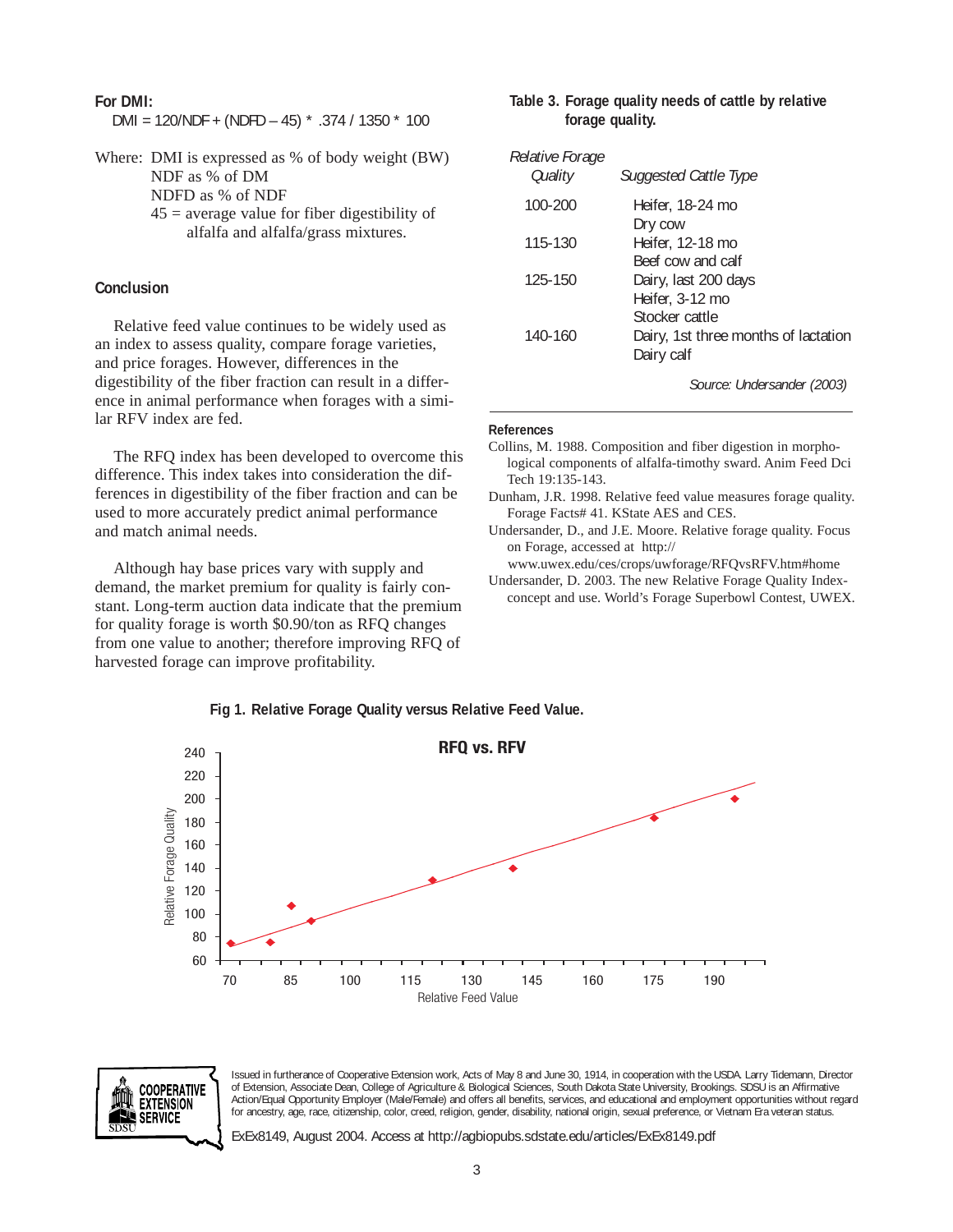**For DMI:**

DMI = 120/NDF + (NDFD – 45) * .374 / 1350 * 100

Where: DMI is expressed as % of body weight (BW)
NDF as % of DM
NDFD as % of NDF
45 = average value for fiber digestibility of alfalfa and alfalfa/grass mixtures.

### Conclusion

Relative feed value continues to be widely used as an index to assess quality, compare forage varieties, and price forages. However, differences in the digestibility of the fiber fraction can result in a difference in animal performance when forages with a similar RFV index are fed.

The RFQ index has been developed to overcome this difference. This index takes into consideration the differences in digestibility of the fiber fraction and can be used to more accurately predict animal performance and match animal needs.

Although hay base prices vary with supply and demand, the market premium for quality is fairly constant. Long-term auction data indicate that the premium for quality forage is worth $0.90/ton as RFQ changes from one value to another; therefore improving RFQ of harvested forage can improve profitability.

**Table 3. Forage quality needs of cattle by relative forage quality.**

| *Relative Forage Quality* | *Suggested Cattle Type* |
|---|---|
| 100-200 | Heifer, 18-24 mo<br>Dry cow |
| 115-130 | Heifer, 12-18 mo<br>Beef cow and calf |
| 125-150 | Dairy, last 200 days<br>Heifer, 3-12 mo<br>Stocker cattle |
| 140-160 | Dairy, 1st three months of lactation<br>Dairy calf |

*Source: Undersander (2003)*

### References

Collins, M. 1988. Composition and fiber digestion in morphological components of alfalfa-timothy sward. Anim Feed Dci Tech 19:135-143.

Dunham, J.R. 1998. Relative feed value measures forage quality. Forage Facts# 41. KState AES and CES.

Undersander, D., and J.E. Moore. Relative forage quality. Focus on Forage, accessed at http://www.uwex.edu/ces/crops/uwforage/RFQvsRFV.htm#home

Undersander, D. 2003. The new Relative Forage Quality Index-concept and use. World's Forage Superbowl Contest, UWEX.

**Fig 1. Relative Forage Quality versus Relative Feed Value.**

RFQ vs. RFV

Relative Forage Quality

240
220
200
180
160
140
120
100
80
60

70 85 100 115 130 145 160 175 190

Relative Feed Value

Issued in furtherance of Cooperative Extension work, Acts of May 8 and June 30, 1914, in cooperation with the USDA. Larry Tidemann, Director of Extension, Associate Dean, College of Agriculture & Biological Sciences, South Dakota State University, Brookings. SDSU is an Affirmative Action/Equal Opportunity Employer (Male/Female) and offers all benefits, services, and educational and employment opportunities without regard for ancestry, age, race, citizenship, color, creed, religion, gender, disability, national origin, sexual preference, or Vietnam Era veteran status.

ExEx8149, August 2004. Access at http://agbiopubs.sdstate.edu/articles/ExEx8149.pdf